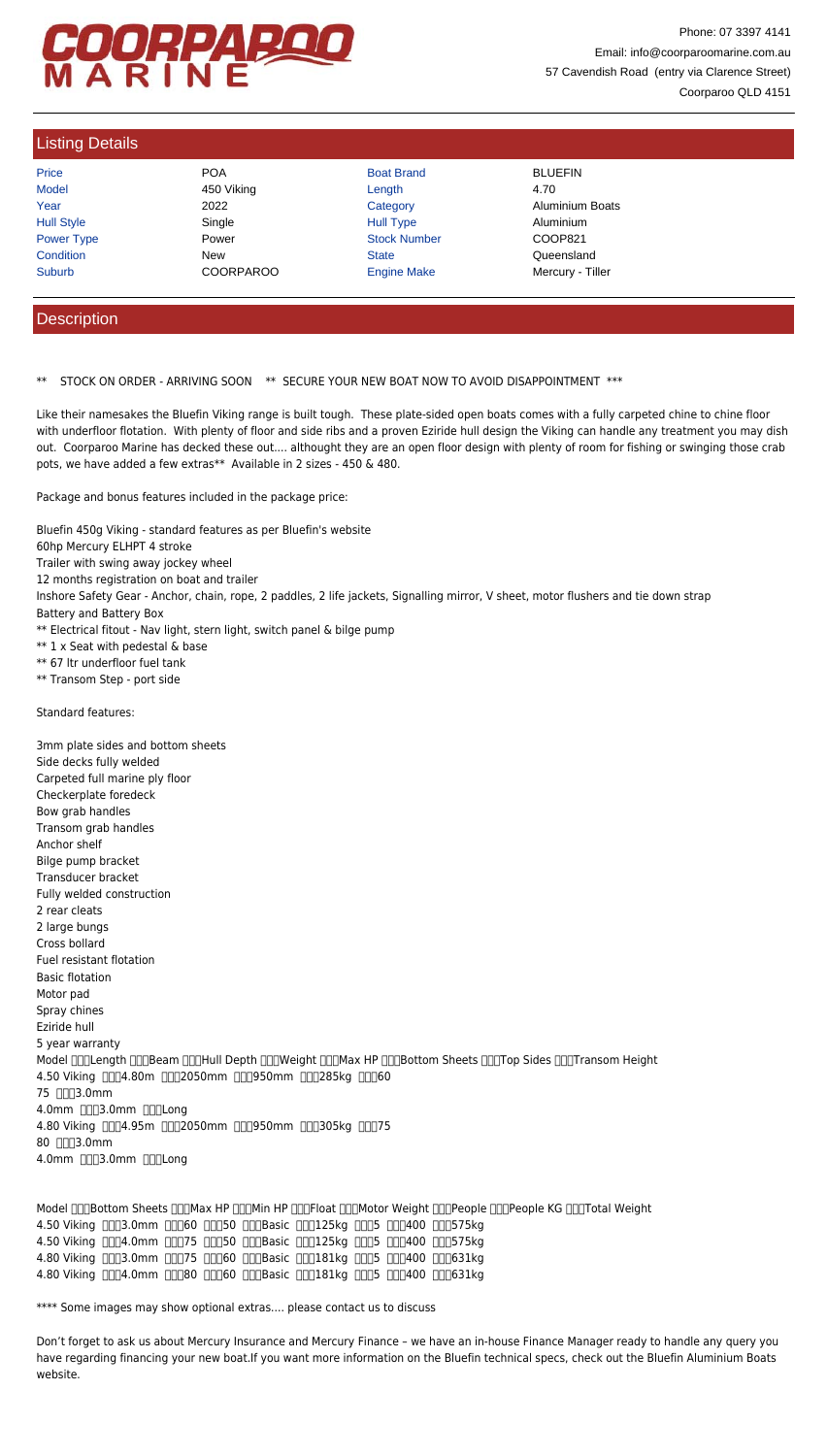# COORPAROO MARINE

Phone: 07 3397 4141
Email: info@coorparoomarine.com.au
57 Cavendish Road (entry via Clarence Street)
Coorparoo QLD 4151

## Listing Details

| | | | |
|---|---|---|---|
| Price | POA | Boat Brand | BLUEFIN |
| Model | 450 Viking | Length | 4.70 |
| Year | 2022 | Category | Aluminium Boats |
| Hull Style | Single | Hull Type | Aluminium |
| Power Type | Power | Stock Number | COOP821 |
| Condition | New | State | Queensland |
| Suburb | COORPAROO | Engine Make | Mercury - Tiller |

## Description

** STOCK ON ORDER - ARRIVING SOON ** SECURE YOUR NEW BOAT NOW TO AVOID DISAPPOINTMENT ***

Like their namesakes the Bluefin Viking range is built tough. These plate-sided open boats comes with a fully carpeted chine to chine floor with underfloor flotation. With plenty of floor and side ribs and a proven Eziride hull design the Viking can handle any treatment you may dish out. Coorparoo Marine has decked these out.... althought they are an open floor design with plenty of room for fishing or swinging those crab pots, we have added a few extras** Available in 2 sizes - 450 & 480.

Package and bonus features included in the package price:

Bluefin 450g Viking - standard features as per Bluefin's website
60hp Mercury ELHPT 4 stroke
Trailer with swing away jockey wheel
12 months registration on boat and trailer
Inshore Safety Gear - Anchor, chain, rope, 2 paddles, 2 life jackets, Signalling mirror, V sheet, motor flushers and tie down strap
Battery and Battery Box
** Electrical fitout - Nav light, stern light, switch panel & bilge pump
** 1 x Seat with pedestal & base
** 67 ltr underfloor fuel tank
** Transom Step - port side

Standard features:

3mm plate sides and bottom sheets
Side decks fully welded
Carpeted full marine ply floor
Checkerplate foredeck
Bow grab handles
Transom grab handles
Anchor shelf
Bilge pump bracket
Transducer bracket
Fully welded construction
2 rear cleats
2 large bungs
Cross bollard
Fuel resistant flotation
Basic flotation
Motor pad
Spray chines
Eziride hull
5 year warranty

| Model | Length | Beam | Hull Depth | Weight | Max HP | Bottom Sheets | Top Sides | Transom Height |
|---|---|---|---|---|---|---|---|---|
| 4.50 Viking | 4.80m | 2050mm | 950mm | 285kg | 60<br>75 | 3.0mm<br>4.0mm | 3.0mm | Long |
| 4.80 Viking | 4.95m | 2050mm | 950mm | 305kg | 75<br>80 | 3.0mm<br>4.0mm | 3.0mm | Long |

| Model | Bottom Sheets | Max HP | Min HP | Float | Motor Weight | People | People KG | Total Weight |
|---|---|---|---|---|---|---|---|---|
| 4.50 Viking | 3.0mm | 60 | 50 | Basic | 125kg | 5 | 400 | 575kg |
| 4.50 Viking | 4.0mm | 75 | 50 | Basic | 125kg | 5 | 400 | 575kg |
| 4.80 Viking | 3.0mm | 75 | 60 | Basic | 181kg | 5 | 400 | 631kg |
| 4.80 Viking | 4.0mm | 80 | 60 | Basic | 181kg | 5 | 400 | 631kg |

**** Some images may show optional extras.... please contact us to discuss

Don't forget to ask us about Mercury Insurance and Mercury Finance – we have an in-house Finance Manager ready to handle any query you have regarding financing your new boat.If you want more information on the Bluefin technical specs, check out the Bluefin Aluminium Boats website.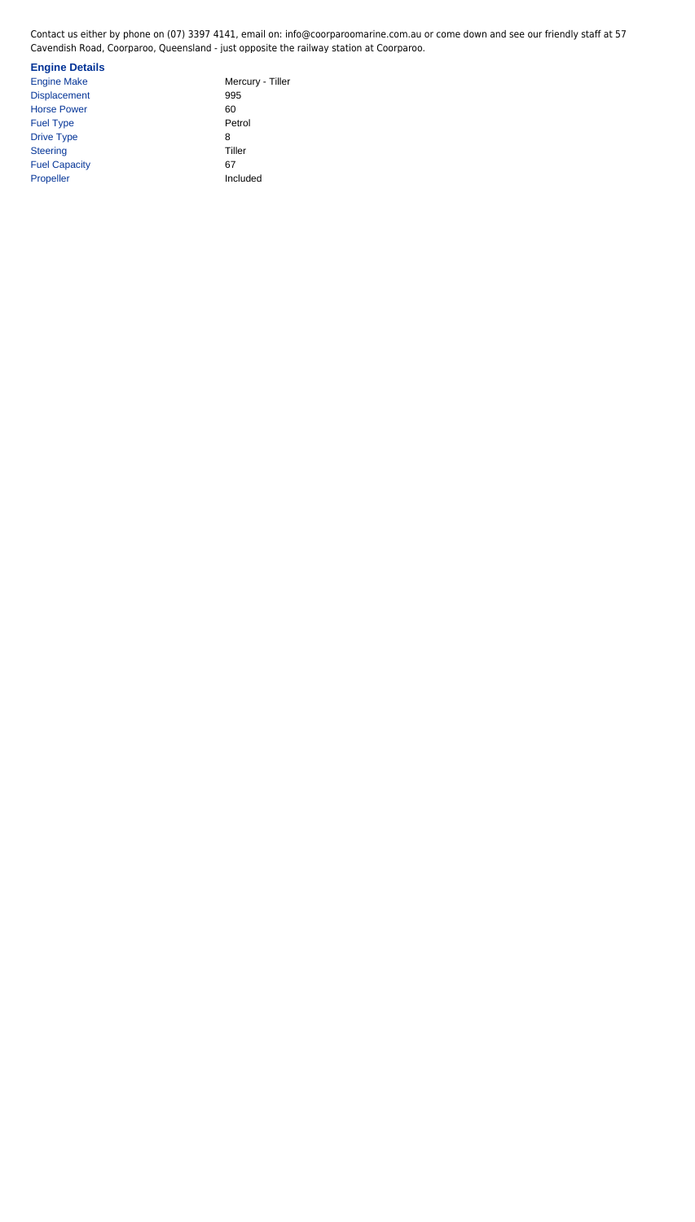Contact us either by phone on (07) 3397 4141, email on: info@coorparoomarine.com.au or come down and see our friendly staff at 57 Cavendish Road, Coorparoo, Queensland - just opposite the railway station at Coorparoo.

## Engine Details

| | |
|---|---|
| Engine Make | Mercury - Tiller |
| Displacement | 995 |
| Horse Power | 60 |
| Fuel Type | Petrol |
| Drive Type | 8 |
| Steering | Tiller |
| Fuel Capacity | 67 |
| Propeller | Included |